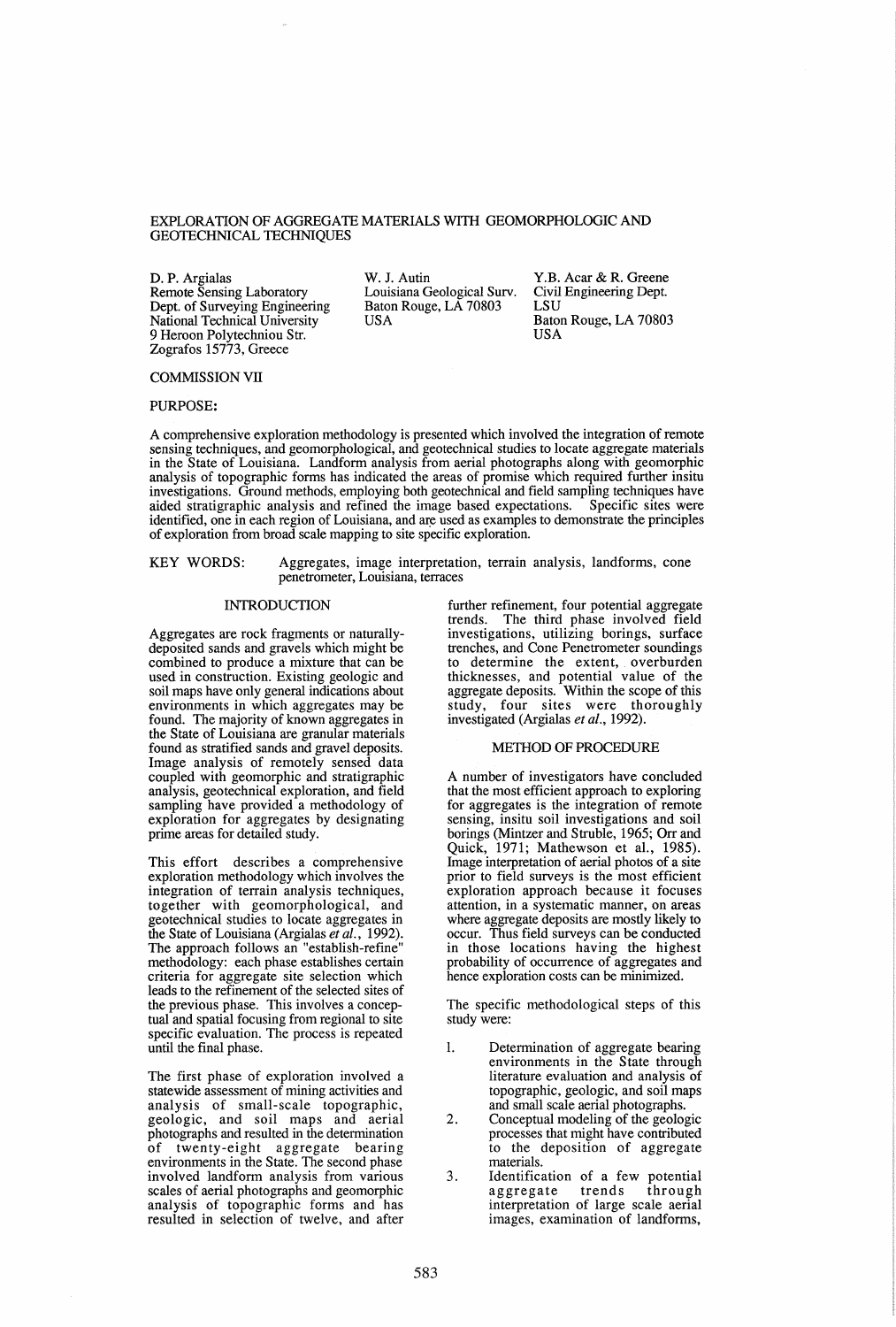# EXPLORATION OF AGGREGATE MATERIALS WITH GEOMORPHOLOGIC AND GEOTECHNICAL TECHNIQUES

D. P. Argialas
Remote Sensing Laboratory
Dept. of Surveying Engineering
National Technical University
9 Heroon Polytechniou Str.
Zografos 15773, Greece

W. J. Autin
Louisiana Geological Surv.
Baton Rouge, LA 70803
USA

Y.B. Acar & R. Greene
Civil Engineering Dept.
LSU
Baton Rouge, LA 70803
USA

COMMISSION VII

PURPOSE:

A comprehensive exploration methodology is presented which involved the integration of remote sensing techniques, and geomorphological, and geotechnical studies to locate aggregate materials in the State of Louisiana. Landform analysis from aerial photographs along with geomorphic analysis of topographic forms has indicated the areas of promise which required further insitu investigations. Ground methods, employing both geotechnical and field sampling techniques have aided stratigraphic analysis and refined the image based expectations. Specific sites were identified, one in each region of Louisiana, and are used as examples to demonstrate the principles of exploration from broad scale mapping to site specific exploration.

KEY WORDS: Aggregates, image interpretation, terrain analysis, landforms, cone penetrometer, Louisiana, terraces

## INTRODUCTION

Aggregates are rock fragments or naturally-deposited sands and gravels which might be combined to produce a mixture that can be used in construction. Existing geologic and soil maps have only general indications about environments in which aggregates may be found. The majority of known aggregates in the State of Louisiana are granular materials found as stratified sands and gravel deposits. Image analysis of remotely sensed data coupled with geomorphic and stratigraphic analysis, geotechnical exploration, and field sampling have provided a methodology of exploration for aggregates by designating prime areas for detailed study.

This effort describes a comprehensive exploration methodology which involves the integration of terrain analysis techniques, together with geomorphological, and geotechnical studies to locate aggregates in the State of Louisiana (Argialas *et al.*, 1992). The approach follows an "establish-refine" methodology: each phase establishes certain criteria for aggregate site selection which leads to the refinement of the selected sites of the previous phase. This involves a conceptual and spatial focusing from regional to site specific evaluation. The process is repeated until the final phase.

The first phase of exploration involved a statewide assessment of mining activities and analysis of small-scale topographic, geologic, and soil maps and aerial photographs and resulted in the determination of twenty-eight aggregate bearing environments in the State. The second phase involved landform analysis from various scales of aerial photographs and geomorphic analysis of topographic forms and has resulted in selection of twelve, and after further refinement, four potential aggregate trends. The third phase involved field investigations, utilizing borings, surface trenches, and Cone Penetrometer soundings to determine the extent, overburden thicknesses, and potential value of the aggregate deposits. Within the scope of this study, four sites were thoroughly investigated (Argialas *et al.*, 1992).

## METHOD OF PROCEDURE

A number of investigators have concluded that the most efficient approach to exploring for aggregates is the integration of remote sensing, insitu soil investigations and soil borings (Mintzer and Struble, 1965; Orr and Quick, 1971; Mathewson et al., 1985). Image interpretation of aerial photos of a site prior to field surveys is the most efficient exploration approach because it focuses attention, in a systematic manner, on areas where aggregate deposits are mostly likely to occur. Thus field surveys can be conducted in those locations having the highest probability of occurrence of aggregates and hence exploration costs can be minimized.

The specific methodological steps of this study were:

1. Determination of aggregate bearing environments in the State through literature evaluation and analysis of topographic, geologic, and soil maps and small scale aerial photographs.
2. Conceptual modeling of the geologic processes that might have contributed to the deposition of aggregate materials.
3. Identification of a few potential aggregate trends through interpretation of large scale aerial images, examination of landforms,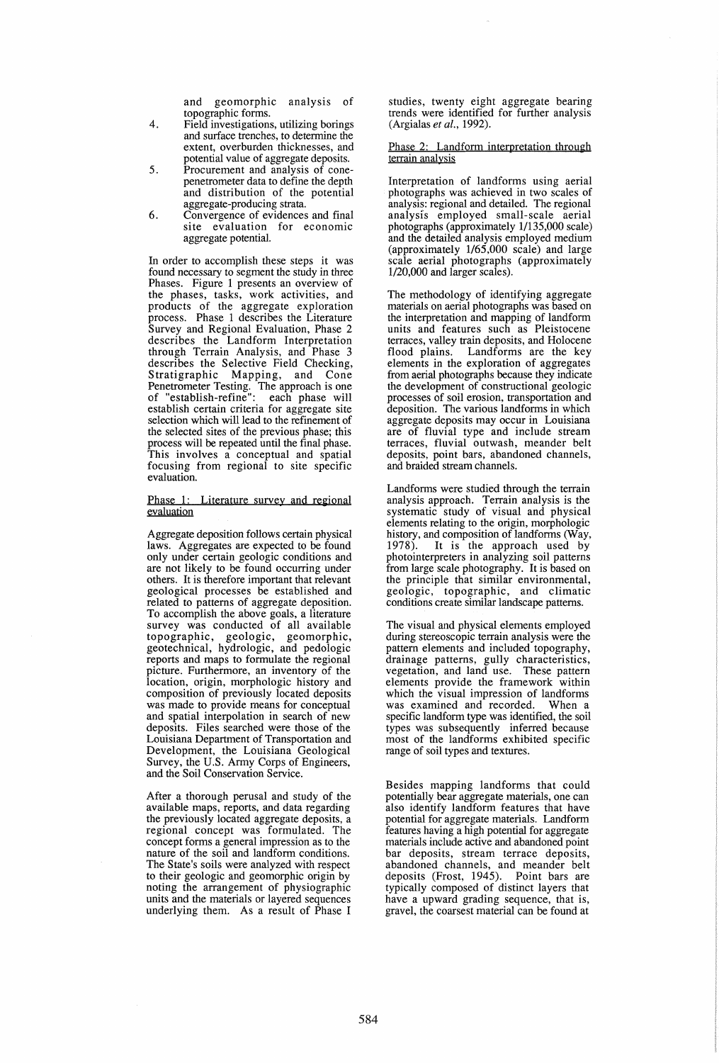and geomorphic analysis of topographic forms.

4. Field investigations, utilizing borings and surface trenches, to determine the extent, overburden thicknesses, and potential value of aggregate deposits.
5. Procurement and analysis of cone-penetrometer data to define the depth and distribution of the potential aggregate-producing strata.
6. Convergence of evidences and final site evaluation for economic aggregate potential.

In order to accomplish these steps it was found necessary to segment the study in three Phases. Figure 1 presents an overview of the phases, tasks, work activities, and products of the aggregate exploration process. Phase 1 describes the Literature Survey and Regional Evaluation, Phase 2 describes the Landform Interpretation through Terrain Analysis, and Phase 3 describes the Selective Field Checking, Stratigraphic Mapping, and Cone Penetrometer Testing. The approach is one of "establish-refine": each phase will establish certain criteria for aggregate site selection which will lead to the refinement of the selected sites of the previous phase; this process will be repeated until the final phase. This involves a conceptual and spatial focusing from regional to site specific evaluation.

## Phase 1: Literature survey and regional evaluation

Aggregate deposition follows certain physical laws. Aggregates are expected to be found only under certain geologic conditions and are not likely to be found occurring under others. It is therefore important that relevant geological processes be established and related to patterns of aggregate deposition. To accomplish the above goals, a literature survey was conducted of all available topographic, geologic, geomorphic, geotechnical, hydrologic, and pedologic reports and maps to formulate the regional picture. Furthermore, an inventory of the location, origin, morphologic history and composition of previously located deposits was made to provide means for conceptual and spatial interpolation in search of new deposits. Files searched were those of the Louisiana Department of Transportation and Development, the Louisiana Geological Survey, the U.S. Army Corps of Engineers, and the Soil Conservation Service.

After a thorough perusal and study of the available maps, reports, and data regarding the previously located aggregate deposits, a regional concept was formulated. The concept forms a general impression as to the nature of the soil and landform conditions. The State's soils were analyzed with respect to their geologic and geomorphic origin by noting the arrangement of physiographic units and the materials or layered sequences underlying them. As a result of Phase I studies, twenty eight aggregate bearing trends were identified for further analysis (Argialas *et al.*, 1992).

## Phase 2: Landform interpretation through terrain analysis

Interpretation of landforms using aerial photographs was achieved in two scales of analysis: regional and detailed. The regional analysis employed small-scale aerial photographs (approximately 1/135,000 scale) and the detailed analysis employed medium (approximately 1/65,000 scale) and large scale aerial photographs (approximately 1/20,000 and larger scales).

The methodology of identifying aggregate materials on aerial photographs was based on the interpretation and mapping of landform units and features such as Pleistocene terraces, valley train deposits, and Holocene flood plains. Landforms are the key elements in the exploration of aggregates from aerial photographs because they indicate the development of constructional geologic processes of soil erosion, transportation and deposition. The various landforms in which aggregate deposits may occur in Louisiana are of fluvial type and include stream terraces, fluvial outwash, meander belt deposits, point bars, abandoned channels, and braided stream channels.

Landforms were studied through the terrain analysis approach. Terrain analysis is the systematic study of visual and physical elements relating to the origin, morphologic history, and composition of landforms (Way, 1978). It is the approach used by photointerpreters in analyzing soil patterns from large scale photography. It is based on the principle that similar environmental, geologic, topographic, and climatic conditions create similar landscape patterns.

The visual and physical elements employed during stereoscopic terrain analysis were the pattern elements and included topography, drainage patterns, gully characteristics, vegetation, and land use. These pattern elements provide the framework within which the visual impression of landforms was examined and recorded. When a specific landform type was identified, the soil types was subsequently inferred because most of the landforms exhibited specific range of soil types and textures.

Besides mapping landforms that could potentially bear aggregate materials, one can also identify landform features that have potential for aggregate materials. Landform features having a high potential for aggregate materials include active and abandoned point bar deposits, stream terrace deposits, abandoned channels, and meander belt deposits (Frost, 1945). Point bars are typically composed of distinct layers that have a upward grading sequence, that is, gravel, the coarsest material can be found at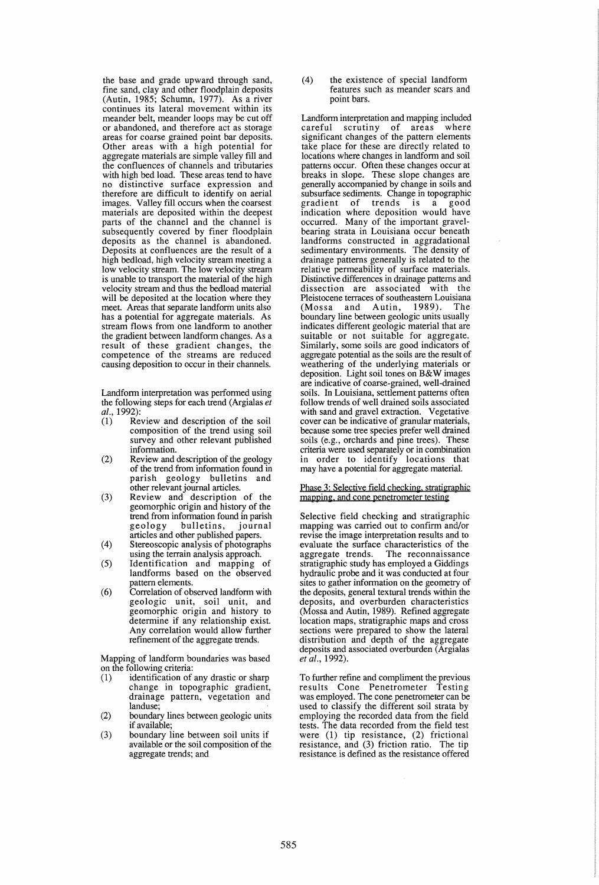the base and grade upward through sand, fine sand, clay and other floodplain deposits (Autin, 1985; Schumn, 1977). As a river continues its lateral movement within its meander belt, meander loops may be cut off or abandoned, and therefore act as storage areas for coarse grained point bar deposits. Other areas with a high potential for aggregate materials are simple valley fill and the confluences of channels and tributaries with high bed load. These areas tend to have no distinctive surface expression and therefore are difficult to identify on aerial images. Valley fill occurs when the coarsest materials are deposited within the deepest parts of the channel and the channel is subsequently covered by finer floodplain deposits as the channel is abandoned. Deposits at confluences are the result of a high bedload, high velocity stream meeting a low velocity stream. The low velocity stream is unable to transport the material of the high velocity stream and thus the bedload material will be deposited at the location where they meet. Areas that separate landform units also has a potential for aggregate materials. As stream flows from one landform to another the gradient between landform changes. As a result of these gradient changes, the competence of the streams are reduced causing deposition to occur in their channels.

Landform interpretation was performed using the following steps for each trend (Argialas *et al.*, 1992):

(1) Review and description of the soil composition of the trend using soil survey and other relevant published information.
(2) Review and description of the geology of the trend from information found in parish geology bulletins and other relevant journal articles.
(3) Review and description of the geomorphic origin and history of the trend from information found in parish geology bulletins, journal articles and other published papers.
(4) Stereoscopic analysis of photographs using the terrain analysis approach.
(5) Identification and mapping of landforms based on the observed pattern elements.
(6) Correlation of observed landform with geologic unit, soil unit, and geomorphic origin and history to determine if any relationship exist. Any correlation would allow further refinement of the aggregate trends.

Mapping of landform boundaries was based on the following criteria:

(1) identification of any drastic or sharp change in topographic gradient, drainage pattern, vegetation and landuse;
(2) boundary lines between geologic units if available;
(3) boundary line between soil units if available or the soil composition of the aggregate trends; and
(4) the existence of special landform features such as meander scars and point bars.

Landform interpretation and mapping included careful scrutiny of areas where significant changes of the pattern elements take place for these are directly related to locations where changes in landform and soil patterns occur. Often these changes occur at breaks in slope. These slope changes are generally accompanied by change in soils and subsurface sediments. Change in topographic gradient of trends is a good indication where deposition would have occurred. Many of the important gravel-bearing strata in Louisiana occur beneath landforms constructed in aggradational sedimentary environments. The density of drainage patterns generally is related to the relative permeability of surface materials. Distinctive differences in drainage patterns and dissection are associated with the Pleistocene terraces of southeastern Louisiana (Mossa and Autin, 1989). The boundary line between geologic units usually indicates different geologic material that are suitable or not suitable for aggregate. Similarly, some soils are good indicators of aggregate potential as the soils are the result of weathering of the underlying materials or deposition. Light soil tones on B&W images are indicative of coarse-grained, well-drained soils. In Louisiana, settlement patterns often follow trends of well drained soils associated with sand and gravel extraction. Vegetative cover can be indicative of granular materials, because some tree species prefer well drained soils (e.g., orchards and pine trees). These criteria were used separately or in combination in order to identify locations that may have a potential for aggregate material.

Phase 3: Selective field checking, stratigraphic mapping, and cone penetrometer testing

Selective field checking and stratigraphic mapping was carried out to confirm and/or revise the image interpretation results and to evaluate the surface characteristics of the aggregate trends. The reconnaissance stratigraphic study has employed a Giddings hydraulic probe and it was conducted at four sites to gather information on the geometry of the deposits, general textural trends within the deposits, and overburden characteristics (Mossa and Autin, 1989). Refined aggregate location maps, stratigraphic maps and cross sections were prepared to show the lateral distribution and depth of the aggregate deposits and associated overburden (Argialas *et al.*, 1992).

To further refine and compliment the previous results Cone Penetrometer Testing was employed. The cone penetrometer can be used to classify the different soil strata by employing the recorded data from the field tests. The data recorded from the field test were (1) tip resistance, (2) frictional resistance, and (3) friction ratio. The tip resistance is defined as the resistance offered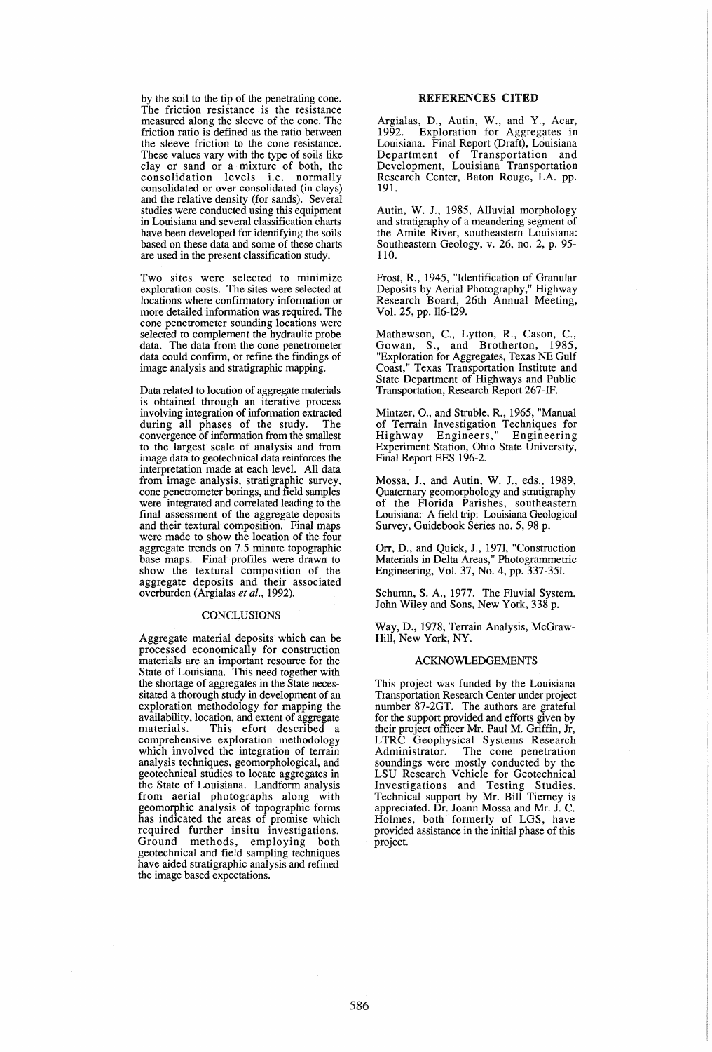by the soil to the tip of the penetrating cone. The friction resistance is the resistance measured along the sleeve of the cone. The friction ratio is defined as the ratio between the sleeve friction to the cone resistance. These values vary with the type of soils like clay or sand or a mixture of both, the consolidation levels i.e. normally consolidated or over consolidated (in clays) and the relative density (for sands). Several studies were conducted using this equipment in Louisiana and several classification charts have been developed for identifying the soils based on these data and some of these charts are used in the present classification study.

Two sites were selected to minimize exploration costs. The sites were selected at locations where confirmatory information or more detailed information was required. The cone penetrometer sounding locations were selected to complement the hydraulic probe data. The data from the cone penetrometer data could confirm, or refine the findings of image analysis and stratigraphic mapping.

Data related to location of aggregate materials is obtained through an iterative process involving integration of information extracted during all phases of the study. The convergence of information from the smallest to the largest scale of analysis and from image data to geotechnical data reinforces the interpretation made at each level. All data from image analysis, stratigraphic survey, cone penetrometer borings, and field samples were integrated and correlated leading to the final assessment of the aggregate deposits and their textural composition. Final maps were made to show the location of the four aggregate trends on 7.5 minute topographic base maps. Final profiles were drawn to show the textural composition of the aggregate deposits and their associated overburden (Argialas *et al.*, 1992).

## CONCLUSIONS

Aggregate material deposits which can be processed economically for construction materials are an important resource for the State of Louisiana. This need together with the shortage of aggregates in the State necessitated a thorough study in development of an exploration methodology for mapping the availability, location, and extent of aggregate materials. This efort described a comprehensive exploration methodology which involved the integration of terrain analysis techniques, geomorphological, and geotechnical studies to locate aggregates in the State of Louisiana. Landform analysis from aerial photographs along with geomorphic analysis of topographic forms has indicated the areas of promise which required further insitu investigations. Ground methods, employing both geotechnical and field sampling techniques have aided stratigraphic analysis and refined the image based expectations.

## REFERENCES CITED

Argialas, D., Autin, W., and Y., Acar, 1992. Exploration for Aggregates in Louisiana. Final Report (Draft), Louisiana Department of Transportation and Development, Louisiana Transportation Research Center, Baton Rouge, LA. pp. 191.

Autin, W. J., 1985, Alluvial morphology and stratigraphy of a meandering segment of the Amite River, southeastern Louisiana: Southeastern Geology, v. 26, no. 2, p. 95-110.

Frost, R., 1945, "Identification of Granular Deposits by Aerial Photography," Highway Research Board, 26th Annual Meeting, Vol. 25, pp. 116-129.

Mathewson, C., Lytton, R., Cason, C., Gowan, S., and Brotherton, 1985, "Exploration for Aggregates, Texas NE Gulf Coast," Texas Transportation Institute and State Department of Highways and Public Transportation, Research Report 267-IF.

Mintzer, O., and Struble, R., 1965, "Manual of Terrain Investigation Techniques for Highway Engineers," Engineering Experiment Station, Ohio State University, Final Report EES 196-2.

Mossa, J., and Autin, W. J., eds., 1989, Quaternary geomorphology and stratigraphy of the Florida Parishes, southeastern Louisiana: A field trip: Louisiana Geological Survey, Guidebook Series no. 5, 98 p.

Orr, D., and Quick, J., 1971, "Construction Materials in Delta Areas," Photogrammetric Engineering, Vol. 37, No. 4, pp. 337-351.

Schumn, S. A., 1977. The Fluvial System. John Wiley and Sons, New York, 338 p.

Way, D., 1978, Terrain Analysis, McGraw-Hill, New York, NY.

## ACKNOWLEDGEMENTS

This project was funded by the Louisiana Transportation Research Center under project number 87-2GT. The authors are grateful for the support provided and efforts given by their project officer Mr. Paul M. Griffin, Jr, LTRC Geophysical Systems Research Administrator. The cone penetration soundings were mostly conducted by the LSU Research Vehicle for Geotechnical Investigations and Testing Studies. Technical support by Mr. Bill Tierney is appreciated. Dr. Joann Mossa and Mr. J. C. Holmes, both formerly of LGS, have provided assistance in the initial phase of this project.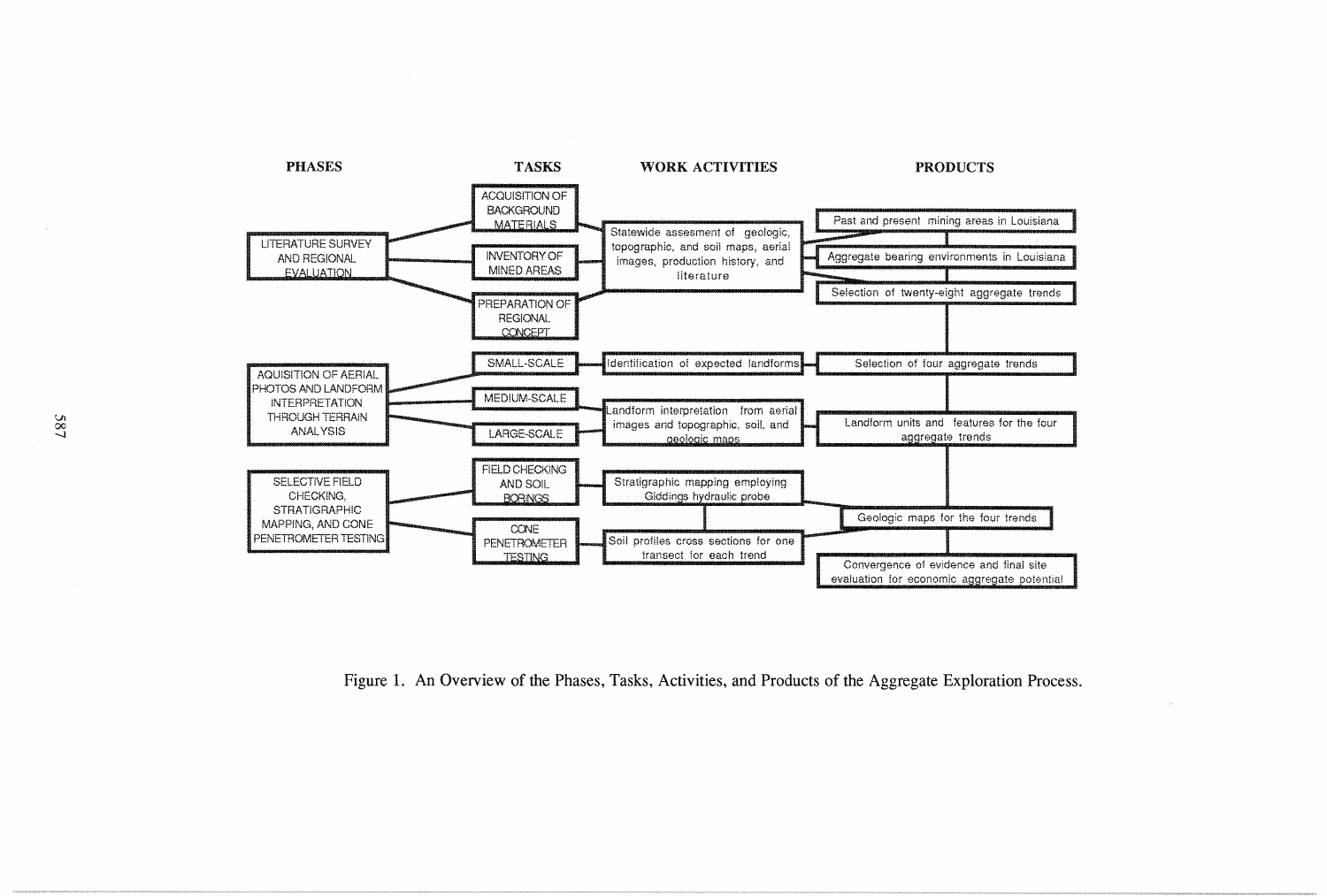PHASES

TASKS

WORK ACTIVITIES

PRODUCTS

LITERATURE SURVEY AND REGIONAL EVALUATION

ACQUISITION OF BACKGROUND MATERIALS

INVENTORY OF MINED AREAS

PREPARATION OF REGIONAL CONCEPT

Statewide assesment of geologic, topographic, and soil maps, aerial images, production history, and literature

Past and present mining areas in Louisiana

Aggregate bearing environments in Louisiana

Selection of twenty-eight aggregate trends

AQUISITION OF AERIAL PHOTOS AND LANDFORM INTERPRETATION THROUGH TERRAIN ANALYSIS

SMALL-SCALE

MEDIUM-SCALE

LARGE-SCALE

Identification of expected landforms

Selection of four aggregate trends

Landform interpretation from aerial images and topographic, soil, and geologic maps

Landform units and features for the four aggregate trends

SELECTIVE FIELD CHECKING, STRATIGRAPHIC MAPPING, AND CONE PENETROMETER TESTING

FIELD CHECKING AND SOIL BORINGS

CONE PENETROMETER TESTING

Stratigraphic mapping employing Giddings hydraulic probe

Soil profiles cross sections for one transect for each trend

Geologic maps for the four trends

Convergence of evidence and final site evaluation for economic aggregate potential

Figure 1. An Overview of the Phases, Tasks, Activities, and Products of the Aggregate Exploration Process.